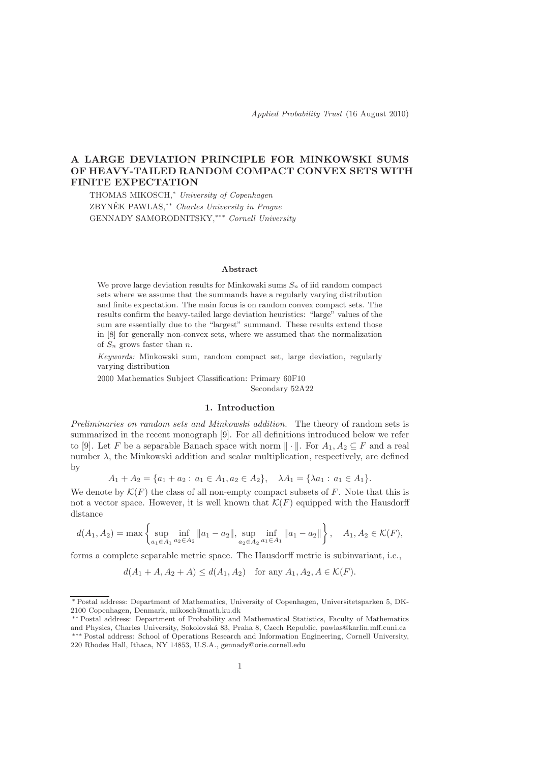*Applied Probability Trust* (16 August 2010)

# A LARGE DEVIATION PRINCIPLE FOR MINKOWSKI SUMS OF HEAVY-TAILED RANDOM COMPACT CONVEX SETS WITH FINITE EXPECTATION

THOMAS MIKOSCH,* *University of Copenhagen*

ZBYNĚK PAWLAS,** *Charles University in Prague*

GENNADY SAMORODNITSKY,*** *Cornell University*

### Abstract

We prove large deviation results for Minkowski sums $S_n$ of iid random compact sets where we assume that the summands have a regularly varying distribution and finite expectation. The main focus is on random convex compact sets. The results confirm the heavy-tailed large deviation heuristics: "large" values of the sum are essentially due to the "largest" summand. These results extend those in [8] for generally non-convex sets, where we assumed that the normalization of $S_n$ grows faster than $n$.

*Keywords:* Minkowski sum, random compact set, large deviation, regularly varying distribution

2000 Mathematics Subject Classification: Primary 60F10

Secondary 52A22

## 1. Introduction

*Preliminaries on random sets and Minkowski addition.* The theory of random sets is summarized in the recent monograph [9]. For all definitions introduced below we refer to [9]. Let $F$ be a separable Banach space with norm $\|\cdot\|$. For $A_1, A_2 \subseteq F$ and a real number $\lambda$, the Minkowski addition and scalar multiplication, respectively, are defined by

$$A_1 + A_2 = \{a_1 + a_2 : a_1 \in A_1, a_2 \in A_2\}, \quad \lambda A_1 = \{\lambda a_1 : a_1 \in A_1\}.$$

We denote by $\mathcal{K}(F)$ the class of all non-empty compact subsets of $F$. Note that this is not a vector space. However, it is well known that $\mathcal{K}(F)$ equipped with the Hausdorff distance

$$d(A_1, A_2) = \max\left\{\sup_{a_1 \in A_1}\inf_{a_2 \in A_2}\|a_1 - a_2\|, \sup_{a_2 \in A_2}\inf_{a_1 \in A_1}\|a_1 - a_2\|\right\}, \quad A_1, A_2 \in \mathcal{K}(F),$$

forms a complete separable metric space. The Hausdorff metric is subinvariant, i.e.,

$$d(A_1 + A, A_2 + A) \le d(A_1, A_2) \quad \text{for any } A_1, A_2, A \in \mathcal{K}(F).$$

---

* Postal address: Department of Mathematics, University of Copenhagen, Universitetsparken 5, DK-2100 Copenhagen, Denmark, mikosch@math.ku.dk

** Postal address: Department of Probability and Mathematical Statistics, Faculty of Mathematics and Physics, Charles University, Sokolovská 83, Praha 8, Czech Republic, pawlas@karlin.mff.cuni.cz

*** Postal address: School of Operations Research and Information Engineering, Cornell University, 220 Rhodes Hall, Ithaca, NY 14853, U.S.A., gennady@orie.cornell.edu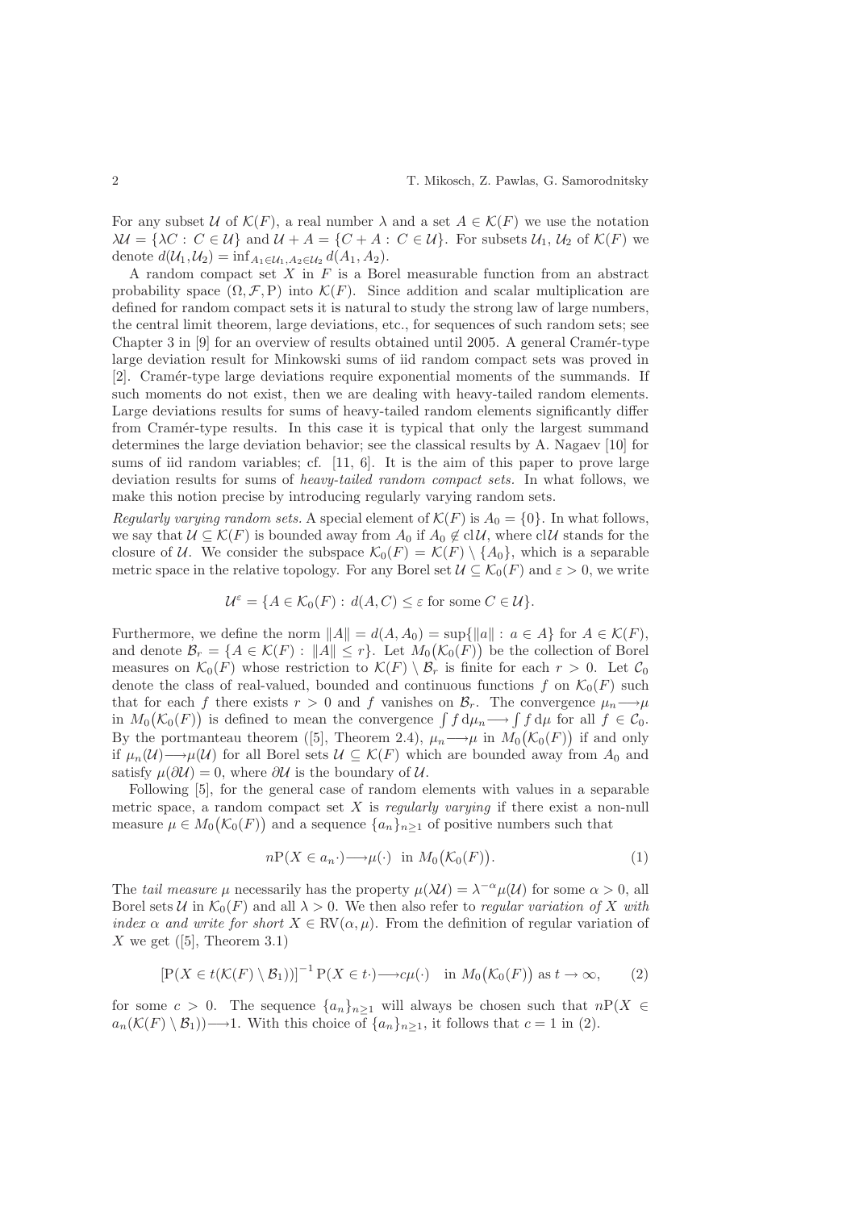For any subset $\mathcal{U}$ of $\mathcal{K}(F)$, a real number $\lambda$ and a set $A \in \mathcal{K}(F)$ we use the notation $\lambda\mathcal{U} = \{\lambda C : C \in \mathcal{U}\}$ and $\mathcal{U} + A = \{C + A : C \in \mathcal{U}\}$. For subsets $\mathcal{U}_1$, $\mathcal{U}_2$ of $\mathcal{K}(F)$ we denote $d(\mathcal{U}_1, \mathcal{U}_2) = \inf_{A_1 \in \mathcal{U}_1, A_2 \in \mathcal{U}_2} d(A_1, A_2)$.

A random compact set $X$ in $F$ is a Borel measurable function from an abstract probability space $(\Omega, \mathcal{F}, \mathrm{P})$ into $\mathcal{K}(F)$. Since addition and scalar multiplication are defined for random compact sets it is natural to study the strong law of large numbers, the central limit theorem, large deviations, etc., for sequences of such random sets; see Chapter 3 in [9] for an overview of results obtained until 2005. A general Cramér-type large deviation result for Minkowski sums of iid random compact sets was proved in [2]. Cramér-type large deviations require exponential moments of the summands. If such moments do not exist, then we are dealing with heavy-tailed random elements. Large deviations results for sums of heavy-tailed random elements significantly differ from Cramér-type results. In this case it is typical that only the largest summand determines the large deviation behavior; see the classical results by A. Nagaev [10] for sums of iid random variables; cf. [11, 6]. It is the aim of this paper to prove large deviation results for sums of *heavy-tailed random compact sets.* In what follows, we make this notion precise by introducing regularly varying random sets.

*Regularly varying random sets.* A special element of $\mathcal{K}(F)$ is $A_0 = \{0\}$. In what follows, we say that $\mathcal{U} \subseteq \mathcal{K}(F)$ is bounded away from $A_0$ if $A_0 \notin \mathrm{cl}\,\mathcal{U}$, where $\mathrm{cl}\,\mathcal{U}$ stands for the closure of $\mathcal{U}$. We consider the subspace $\mathcal{K}_0(F) = \mathcal{K}(F) \setminus \{A_0\}$, which is a separable metric space in the relative topology. For any Borel set $\mathcal{U} \subseteq \mathcal{K}_0(F)$ and $\varepsilon > 0$, we write

$$\mathcal{U}^\varepsilon = \{A \in \mathcal{K}_0(F) : d(A, C) \le \varepsilon \text{ for some } C \in \mathcal{U}\}.$$

Furthermore, we define the norm $\|A\| = d(A, A_0) = \sup\{\|a\| : a \in A\}$ for $A \in \mathcal{K}(F)$, and denote $\mathcal{B}_r = \{A \in \mathcal{K}(F) : \|A\| \le r\}$. Let $M_0\big(\mathcal{K}_0(F)\big)$ be the collection of Borel measures on $\mathcal{K}_0(F)$ whose restriction to $\mathcal{K}(F) \setminus \mathcal{B}_r$ is finite for each $r > 0$. Let $\mathcal{C}_0$ denote the class of real-valued, bounded and continuous functions $f$ on $\mathcal{K}_0(F)$ such that for each $f$ there exists $r > 0$ and $f$ vanishes on $\mathcal{B}_r$. The convergence $\mu_n \longrightarrow \mu$ in $M_0\big(\mathcal{K}_0(F)\big)$ is defined to mean the convergence $\int f \,\mathrm{d}\mu_n \longrightarrow \int f \,\mathrm{d}\mu$ for all $f \in \mathcal{C}_0$. By the portmanteau theorem ([5], Theorem 2.4), $\mu_n \longrightarrow \mu$ in $M_0\big(\mathcal{K}_0(F)\big)$ if and only if $\mu_n(\mathcal{U}) \longrightarrow \mu(\mathcal{U})$ for all Borel sets $\mathcal{U} \subseteq \mathcal{K}(F)$ which are bounded away from $A_0$ and satisfy $\mu(\partial\mathcal{U}) = 0$, where $\partial\mathcal{U}$ is the boundary of $\mathcal{U}$.

Following [5], for the general case of random elements with values in a separable metric space, a random compact set $X$ is *regularly varying* if there exist a non-null measure $\mu \in M_0\big(\mathcal{K}_0(F)\big)$ and a sequence $\{a_n\}_{n \ge 1}$ of positive numbers such that

$$n\mathrm{P}(X \in a_n \cdot) \longrightarrow \mu(\cdot) \quad \text{in } M_0\big(\mathcal{K}_0(F)\big). \tag{1}$$

The *tail measure* $\mu$ necessarily has the property $\mu(\lambda\mathcal{U}) = \lambda^{-\alpha}\mu(\mathcal{U})$ for some $\alpha > 0$, all Borel sets $\mathcal{U}$ in $\mathcal{K}_0(F)$ and all $\lambda > 0$. We then also refer to *regular variation of $X$ with index $\alpha$ and write for short* $X \in \mathrm{RV}(\alpha, \mu)$. From the definition of regular variation of $X$ we get ([5], Theorem 3.1)

$$\big[\mathrm{P}(X \in t(\mathcal{K}(F) \setminus \mathcal{B}_1))\big]^{-1} \mathrm{P}(X \in t\cdot) \longrightarrow c\mu(\cdot) \quad \text{in } M_0\big(\mathcal{K}_0(F)\big) \text{ as } t \to \infty, \tag{2}$$

for some $c > 0$. The sequence $\{a_n\}_{n \ge 1}$ will always be chosen such that $n\mathrm{P}(X \in a_n(\mathcal{K}(F) \setminus \mathcal{B}_1)) \longrightarrow 1$. With this choice of $\{a_n\}_{n \ge 1}$, it follows that $c = 1$ in (2).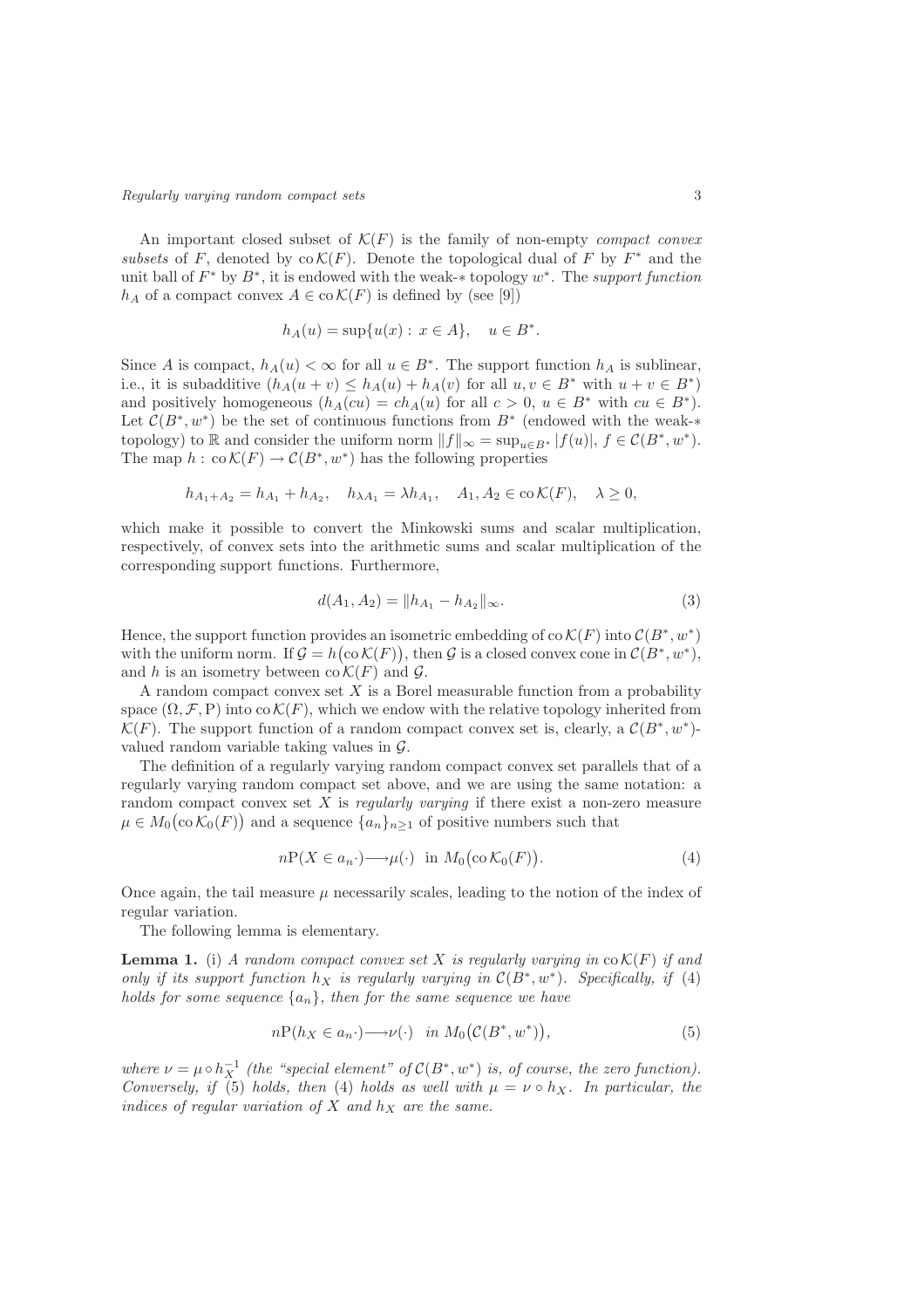An important closed subset of $\mathcal{K}(F)$ is the family of non-empty *compact convex subsets* of $F$, denoted by $\operatorname{co}\mathcal{K}(F)$. Denote the topological dual of $F$ by $F^*$ and the unit ball of $F^*$ by $B^*$, it is endowed with the weak-$*$ topology $w^*$. The *support function* $h_A$ of a compact convex $A \in \operatorname{co}\mathcal{K}(F)$ is defined by (see [9])

$$h_A(u) = \sup\{u(x) : x \in A\}, \quad u \in B^*.$$

Since $A$ is compact, $h_A(u) < \infty$ for all $u \in B^*$. The support function $h_A$ is sublinear, i.e., it is subadditive ($h_A(u+v) \le h_A(u) + h_A(v)$ for all $u, v \in B^*$ with $u + v \in B^*$) and positively homogeneous ($h_A(cu) = ch_A(u)$ for all $c > 0$, $u \in B^*$ with $cu \in B^*$). Let $\mathcal{C}(B^*, w^*)$ be the set of continuous functions from $B^*$ (endowed with the weak-$*$ topology) to $\mathbb{R}$ and consider the uniform norm $\|f\|_\infty = \sup_{u \in B^*} |f(u)|$, $f \in \mathcal{C}(B^*, w^*)$. The map $h : \operatorname{co}\mathcal{K}(F) \to \mathcal{C}(B^*, w^*)$ has the following properties

$$h_{A_1 + A_2} = h_{A_1} + h_{A_2}, \quad h_{\lambda A_1} = \lambda h_{A_1}, \quad A_1, A_2 \in \operatorname{co}\mathcal{K}(F), \quad \lambda \ge 0,$$

which make it possible to convert the Minkowski sums and scalar multiplication, respectively, of convex sets into the arithmetic sums and scalar multiplication of the corresponding support functions. Furthermore,

$$d(A_1, A_2) = \|h_{A_1} - h_{A_2}\|_\infty. \tag{3}$$

Hence, the support function provides an isometric embedding of $\operatorname{co}\mathcal{K}(F)$ into $\mathcal{C}(B^*, w^*)$ with the uniform norm. If $\mathcal{G} = h\big(\operatorname{co}\mathcal{K}(F)\big)$, then $\mathcal{G}$ is a closed convex cone in $\mathcal{C}(B^*, w^*)$, and $h$ is an isometry between $\operatorname{co}\mathcal{K}(F)$ and $\mathcal{G}$.

A random compact convex set $X$ is a Borel measurable function from a probability space $(\Omega, \mathcal{F}, \mathrm{P})$ into $\operatorname{co}\mathcal{K}(F)$, which we endow with the relative topology inherited from $\mathcal{K}(F)$. The support function of a random compact convex set is, clearly, a $\mathcal{C}(B^*, w^*)$-valued random variable taking values in $\mathcal{G}$.

The definition of a regularly varying random compact convex set parallels that of a regularly varying random compact set above, and we are using the same notation: a random compact convex set $X$ is *regularly varying* if there exist a non-zero measure $\mu \in M_0\big(\operatorname{co}\mathcal{K}_0(F)\big)$ and a sequence $\{a_n\}_{n \ge 1}$ of positive numbers such that

$$n\mathrm{P}(X \in a_n \cdot) \longrightarrow \mu(\cdot) \ \text{ in } M_0\big(\operatorname{co}\mathcal{K}_0(F)\big). \tag{4}$$

Once again, the tail measure $\mu$ necessarily scales, leading to the notion of the index of regular variation.

The following lemma is elementary.

**Lemma 1.** (i) *A random compact convex set $X$ is regularly varying in $\operatorname{co}\mathcal{K}(F)$ if and only if its support function $h_X$ is regularly varying in $\mathcal{C}(B^*, w^*)$. Specifically, if (4) holds for some sequence $\{a_n\}$, then for the same sequence we have*

$$n\mathrm{P}(h_X \in a_n \cdot) \longrightarrow \nu(\cdot) \ \text{ in } M_0\big(\mathcal{C}(B^*, w^*)\big), \tag{5}$$

*where $\nu = \mu \circ h_X^{-1}$ (the "special element" of $\mathcal{C}(B^*, w^*)$ is, of course, the zero function). Conversely, if (5) holds, then (4) holds as well with $\mu = \nu \circ h_X$. In particular, the indices of regular variation of $X$ and $h_X$ are the same.*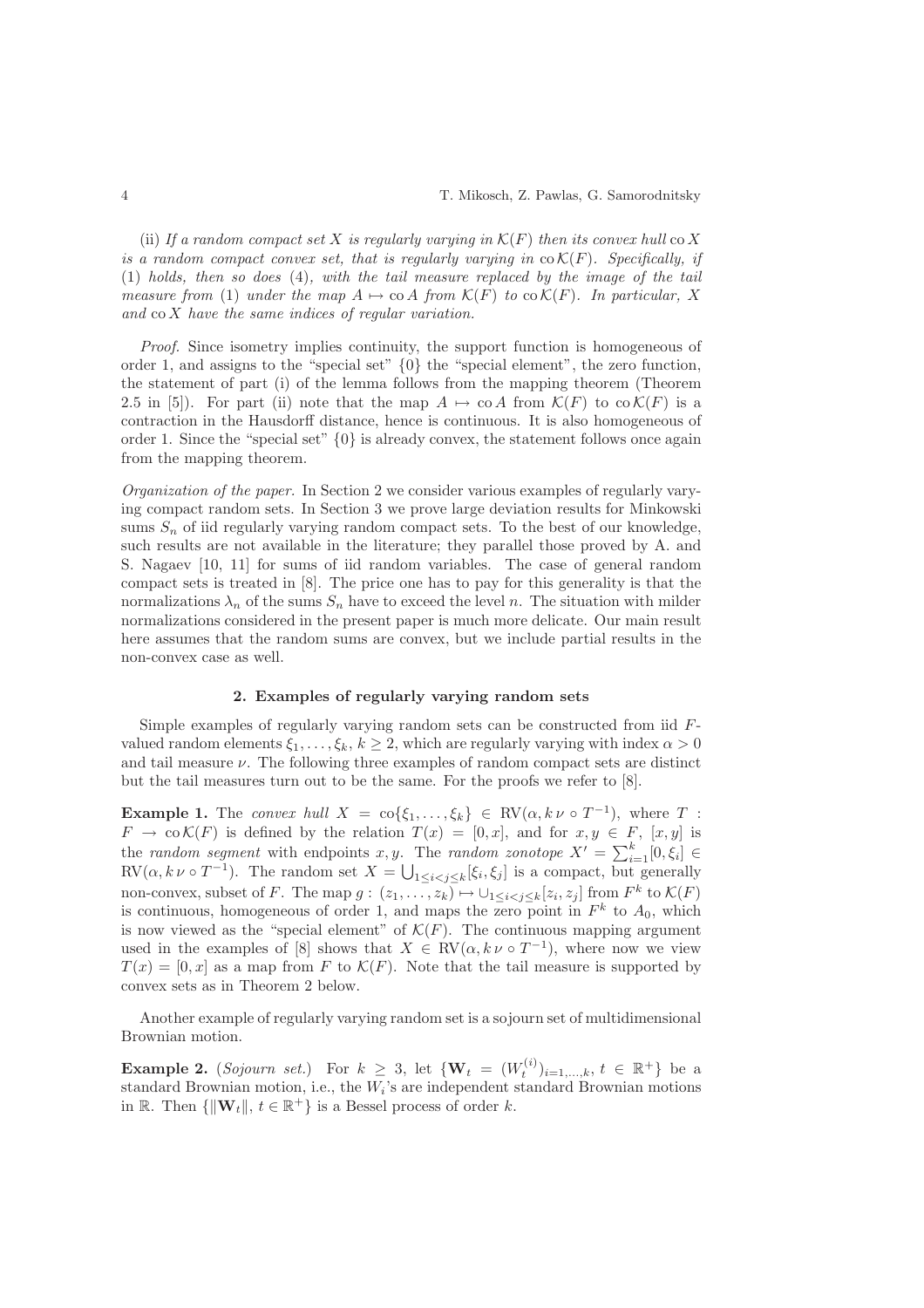(ii) *If a random compact set $X$ is regularly varying in $\mathcal{K}(F)$ then its convex hull* $\operatorname{co} X$ *is a random compact convex set, that is regularly varying in* $\operatorname{co}\mathcal{K}(F)$*. Specifically, if* (1) *holds, then so does* (4)*, with the tail measure replaced by the image of the tail measure from* (1) *under the map* $A \mapsto \operatorname{co} A$ *from* $\mathcal{K}(F)$ *to* $\operatorname{co}\mathcal{K}(F)$*. In particular, $X$ and* $\operatorname{co} X$ *have the same indices of regular variation.*

*Proof.* Since isometry implies continuity, the support function is homogeneous of order 1, and assigns to the "special set" $\{0\}$ the "special element", the zero function, the statement of part (i) of the lemma follows from the mapping theorem (Theorem 2.5 in [5]). For part (ii) note that the map $A \mapsto \operatorname{co} A$ from $\mathcal{K}(F)$ to $\operatorname{co}\mathcal{K}(F)$ is a contraction in the Hausdorff distance, hence is continuous. It is also homogeneous of order 1. Since the "special set" $\{0\}$ is already convex, the statement follows once again from the mapping theorem.

*Organization of the paper.* In Section 2 we consider various examples of regularly varying compact random sets. In Section 3 we prove large deviation results for Minkowski sums $S_n$ of iid regularly varying random compact sets. To the best of our knowledge, such results are not available in the literature; they parallel those proved by A. and S. Nagaev [10, 11] for sums of iid random variables. The case of general random compact sets is treated in [8]. The price one has to pay for this generality is that the normalizations $\lambda_n$ of the sums $S_n$ have to exceed the level $n$. The situation with milder normalizations considered in the present paper is much more delicate. Our main result here assumes that the random sums are convex, but we include partial results in the non-convex case as well.

## 2. Examples of regularly varying random sets

Simple examples of regularly varying random sets can be constructed from iid $F$-valued random elements $\xi_1, \ldots, \xi_k$, $k \geq 2$, which are regularly varying with index $\alpha > 0$ and tail measure $\nu$. The following three examples of random compact sets are distinct but the tail measures turn out to be the same. For the proofs we refer to [8].

**Example 1.** The *convex hull* $X = \operatorname{co}\{\xi_1, \ldots, \xi_k\} \in \operatorname{RV}(\alpha, k\,\nu \circ T^{-1})$, where $T : F \to \operatorname{co}\mathcal{K}(F)$ is defined by the relation $T(x) = [0, x]$, and for $x, y \in F$, $[x, y]$ is the *random segment* with endpoints $x, y$. The *random zonotope* $X' = \sum_{i=1}^{k} [0, \xi_i] \in \operatorname{RV}(\alpha, k\,\nu \circ T^{-1})$. The random set $X = \bigcup_{1 \leq i < j \leq k} [\xi_i, \xi_j]$ is a compact, but generally non-convex, subset of $F$. The map $g : (z_1, \ldots, z_k) \mapsto \cup_{1 \leq i < j \leq k} [z_i, z_j]$ from $F^k$ to $\mathcal{K}(F)$ is continuous, homogeneous of order 1, and maps the zero point in $F^k$ to $A_0$, which is now viewed as the "special element" of $\mathcal{K}(F)$. The continuous mapping argument used in the examples of [8] shows that $X \in \operatorname{RV}(\alpha, k\,\nu \circ T^{-1})$, where now we view $T(x) = [0, x]$ as a map from $F$ to $\mathcal{K}(F)$. Note that the tail measure is supported by convex sets as in Theorem 2 below.

Another example of regularly varying random set is a sojourn set of multidimensional Brownian motion.

**Example 2.** (*Sojourn set.*) For $k \geq 3$, let $\{\mathbf{W}_t = (W_t^{(i)})_{i=1,\ldots,k},\ t \in \mathbb{R}^+\}$ be a standard Brownian motion, i.e., the $W_i$'s are independent standard Brownian motions in $\mathbb{R}$. Then $\{\|\mathbf{W}_t\|,\ t \in \mathbb{R}^+\}$ is a Bessel process of order $k$.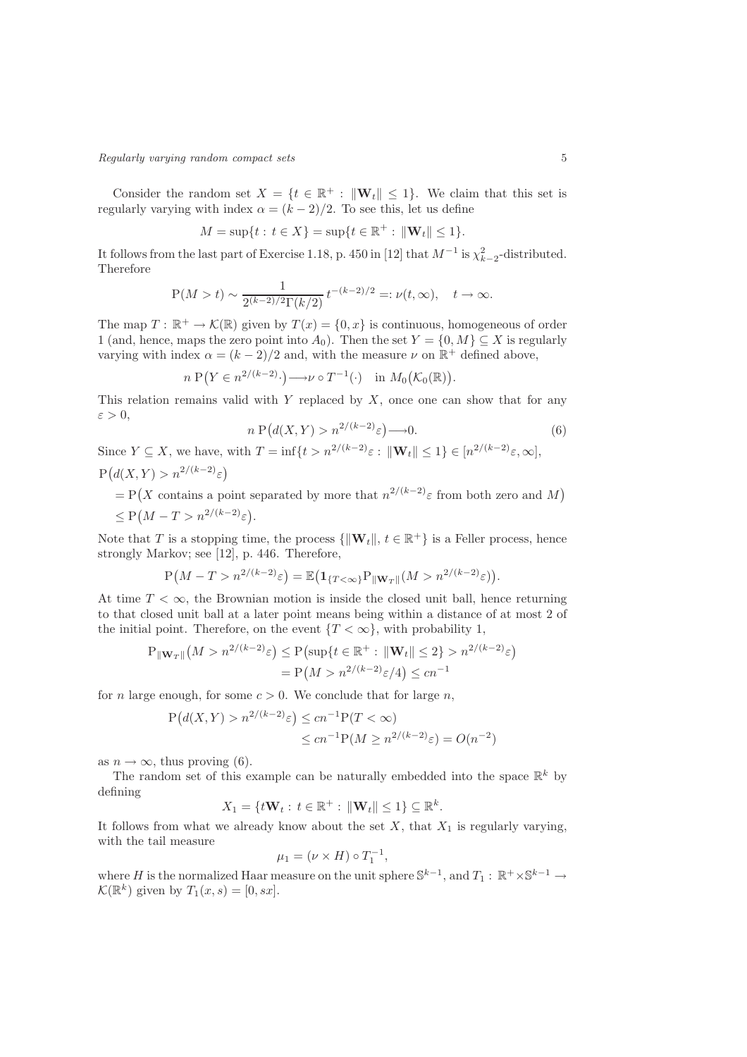Consider the random set $X = \{t \in \mathbb{R}^+ : \|\mathbf{W}_t\| \leq 1\}$. We claim that this set is regularly varying with index $\alpha = (k-2)/2$. To see this, let us define

$$M = \sup\{t : t \in X\} = \sup\{t \in \mathbb{R}^+ : \|\mathbf{W}_t\| \leq 1\}.$$

It follows from the last part of Exercise 1.18, p. 450 in [12] that $M^{-1}$ is $\chi^2_{k-2}$-distributed. Therefore

$$\mathrm{P}(M > t) \sim \frac{1}{2^{(k-2)/2}\Gamma(k/2)}\, t^{-(k-2)/2} =: \nu(t, \infty), \quad t \to \infty.$$

The map $T : \mathbb{R}^+ \to \mathcal{K}(\mathbb{R})$ given by $T(x) = \{0, x\}$ is continuous, homogeneous of order 1 (and, hence, maps the zero point into $A_0$). Then the set $Y = \{0, M\} \subseteq X$ is regularly varying with index $\alpha = (k-2)/2$ and, with the measure $\nu$ on $\mathbb{R}^+$ defined above,

$$n\, \mathrm{P}\big(Y \in n^{2/(k-2)} \cdot\big) \longrightarrow \nu \circ T^{-1}(\cdot) \quad \text{in } M_0\big(\mathcal{K}_0(\mathbb{R})\big).$$

This relation remains valid with $Y$ replaced by $X$, once one can show that for any $\varepsilon > 0$,

$$n\, \mathrm{P}\big(d(X, Y) > n^{2/(k-2)}\varepsilon\big) \longrightarrow 0. \tag{6}$$

Since $Y \subseteq X$, we have, with $T = \inf\{t > n^{2/(k-2)}\varepsilon : \|\mathbf{W}_t\| \leq 1\} \in [n^{2/(k-2)}\varepsilon, \infty]$,

$$\begin{aligned}
&\mathrm{P}\big(d(X,Y) > n^{2/(k-2)}\varepsilon\big) \\
&= \mathrm{P}\big(X \text{ contains a point separated by more that } n^{2/(k-2)}\varepsilon \text{ from both zero and } M\big) \\
&\leq \mathrm{P}\big(M - T > n^{2/(k-2)}\varepsilon\big).
\end{aligned}$$

Note that $T$ is a stopping time, the process $\{\|\mathbf{W}_t\|, t \in \mathbb{R}^+\}$ is a Feller process, hence strongly Markov; see [12], p. 446. Therefore,

$$\mathrm{P}\big(M - T > n^{2/(k-2)}\varepsilon\big) = \mathbb{E}\big(\mathbf{1}_{\{T<\infty\}} \mathrm{P}_{\|\mathbf{W}_T\|}(M > n^{2/(k-2)}\varepsilon)\big).$$

At time $T < \infty$, the Brownian motion is inside the closed unit ball, hence returning to that closed unit ball at a later point means being within a distance of at most 2 of the initial point. Therefore, on the event $\{T < \infty\}$, with probability 1,

$$\begin{aligned}
\mathrm{P}_{\|\mathbf{W}_T\|}\big(M > n^{2/(k-2)}\varepsilon\big) &\leq \mathrm{P}\big(\sup\{t \in \mathbb{R}^+ : \|\mathbf{W}_t\| \leq 2\} > n^{2/(k-2)}\varepsilon\big) \\
&= \mathrm{P}\big(M > n^{2/(k-2)}\varepsilon/4\big) \leq cn^{-1}
\end{aligned}$$

for $n$ large enough, for some $c > 0$. We conclude that for large $n$,

$$\begin{aligned}
\mathrm{P}\big(d(X,Y) > n^{2/(k-2)}\varepsilon\big) &\leq cn^{-1}\mathrm{P}(T < \infty) \\
&\leq cn^{-1}\mathrm{P}(M \geq n^{2/(k-2)}\varepsilon) = O(n^{-2})
\end{aligned}$$

as $n \to \infty$, thus proving (6).

The random set of this example can be naturally embedded into the space $\mathbb{R}^k$ by defining

$$X_1 = \{t\mathbf{W}_t : t \in \mathbb{R}^+ : \|\mathbf{W}_t\| \leq 1\} \subseteq \mathbb{R}^k.$$

It follows from what we already know about the set $X$, that $X_1$ is regularly varying, with the tail measure

$$\mu_1 = (\nu \times H) \circ T_1^{-1},$$

where $H$ is the normalized Haar measure on the unit sphere $\mathbb{S}^{k-1}$, and $T_1 : \mathbb{R}^+ \times \mathbb{S}^{k-1} \to \mathcal{K}(\mathbb{R}^k)$ given by $T_1(x, s) = [0, sx]$.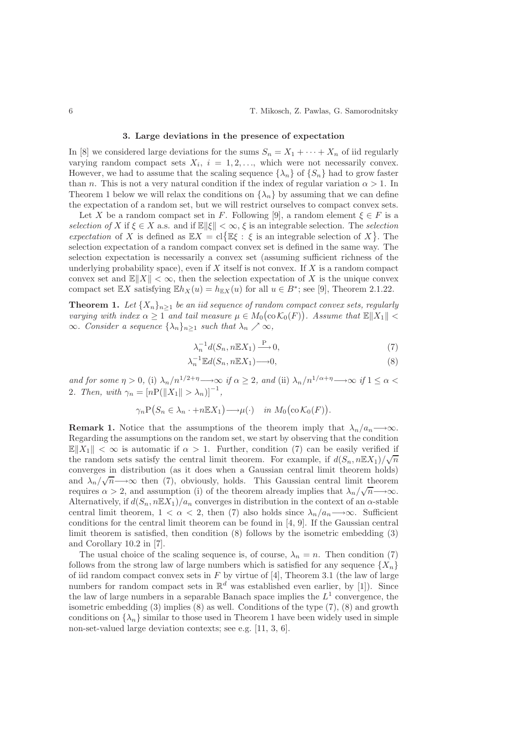### 3. Large deviations in the presence of expectation

In [8] we considered large deviations for the sums $S_n = X_1 + \cdots + X_n$ of iid regularly varying random compact sets $X_i$, $i = 1, 2, \ldots$, which were not necessarily convex. However, we had to assume that the scaling sequence $\{\lambda_n\}$ of $\{S_n\}$ had to grow faster than $n$. This is not a very natural condition if the index of regular variation $\alpha > 1$. In Theorem 1 below we will relax the conditions on $\{\lambda_n\}$ by assuming that we can define the expectation of a random set, but we will restrict ourselves to compact convex sets.

Let $X$ be a random compact set in $F$. Following [9], a random element $\xi \in F$ is a *selection of* $X$ if $\xi \in X$ a.s. and if $\mathbb{E}\|\xi\| < \infty$, $\xi$ is an integrable selection. The *selection expectation* of $X$ is defined as $\mathbb{E}X = \mathrm{cl}\{\mathbb{E}\xi : \xi \text{ is an integrable selection of } X\}$. The selection expectation of a random compact convex set is defined in the same way. The selection expectation is necessarily a convex set (assuming sufficient richness of the underlying probability space), even if $X$ itself is not convex. If $X$ is a random compact convex set and $\mathbb{E}\|X\| < \infty$, then the selection expectation of $X$ is the unique convex compact set $\mathbb{E}X$ satisfying $\mathbb{E}h_X(u) = h_{\mathbb{E}X}(u)$ for all $u \in B^*$; see [9], Theorem 2.1.22.

**Theorem 1.** *Let $\{X_n\}_{n\geq 1}$ be an iid sequence of random compact convex sets, regularly varying with index $\alpha \geq 1$ and tail measure $\mu \in M_0(\mathrm{co}\,\mathcal{K}_0(F))$. Assume that $\mathbb{E}\|X_1\| < \infty$. Consider a sequence $\{\lambda_n\}_{n\geq 1}$ such that $\lambda_n \nearrow \infty$,*

$$\lambda_n^{-1} d(S_n, n\mathbb{E}X_1) \xrightarrow{\mathrm{P}} 0, \tag{7}$$

$$\lambda_n^{-1} \mathbb{E}d(S_n, n\mathbb{E}X_1) \longrightarrow 0, \tag{8}$$

*and for some $\eta > 0$, (i) $\lambda_n / n^{1/2+\eta} \longrightarrow \infty$ if $\alpha \geq 2$, and (ii) $\lambda_n / n^{1/\alpha+\eta} \longrightarrow \infty$ if $1 \leq \alpha < 2$. Then, with $\gamma_n = [n\mathrm{P}(\|X_1\| > \lambda_n)]^{-1}$,*

$$\gamma_n \mathrm{P}\big(S_n \in \lambda_n \cdot + n\mathbb{E}X_1\big) \longrightarrow \mu(\cdot) \quad \textit{in } M_0\big(\mathrm{co}\,\mathcal{K}_0(F)\big).$$

**Remark 1.** Notice that the assumptions of the theorem imply that $\lambda_n / a_n \longrightarrow \infty$. Regarding the assumptions on the random set, we start by observing that the condition $\mathbb{E}\|X_1\| < \infty$ is automatic if $\alpha > 1$. Further, condition (7) can be easily verified if the random sets satisfy the central limit theorem. For example, if $d(S_n, n\mathbb{E}X_1)/\sqrt{n}$ converges in distribution (as it does when a Gaussian central limit theorem holds) and $\lambda_n/\sqrt{n} \longrightarrow \infty$ then (7), obviously, holds. This Gaussian central limit theorem requires $\alpha > 2$, and assumption (i) of the theorem already implies that $\lambda_n/\sqrt{n} \longrightarrow \infty$. Alternatively, if $d(S_n, n\mathbb{E}X_1)/a_n$ converges in distribution in the context of an $\alpha$-stable central limit theorem, $1 < \alpha < 2$, then (7) also holds since $\lambda_n / a_n \longrightarrow \infty$. Sufficient conditions for the central limit theorem can be found in [4, 9]. If the Gaussian central limit theorem is satisfied, then condition (8) follows by the isometric embedding (3) and Corollary 10.2 in [7].

The usual choice of the scaling sequence is, of course, $\lambda_n = n$. Then condition (7) follows from the strong law of large numbers which is satisfied for any sequence $\{X_n\}$ of iid random compact convex sets in $F$ by virtue of [4], Theorem 3.1 (the law of large numbers for random compact sets in $\mathbb{R}^d$ was established even earlier, by [1]). Since the law of large numbers in a separable Banach space implies the $L^1$ convergence, the isometric embedding (3) implies (8) as well. Conditions of the type (7), (8) and growth conditions on $\{\lambda_n\}$ similar to those used in Theorem 1 have been widely used in simple non-set-valued large deviation contexts; see e.g. [11, 3, 6].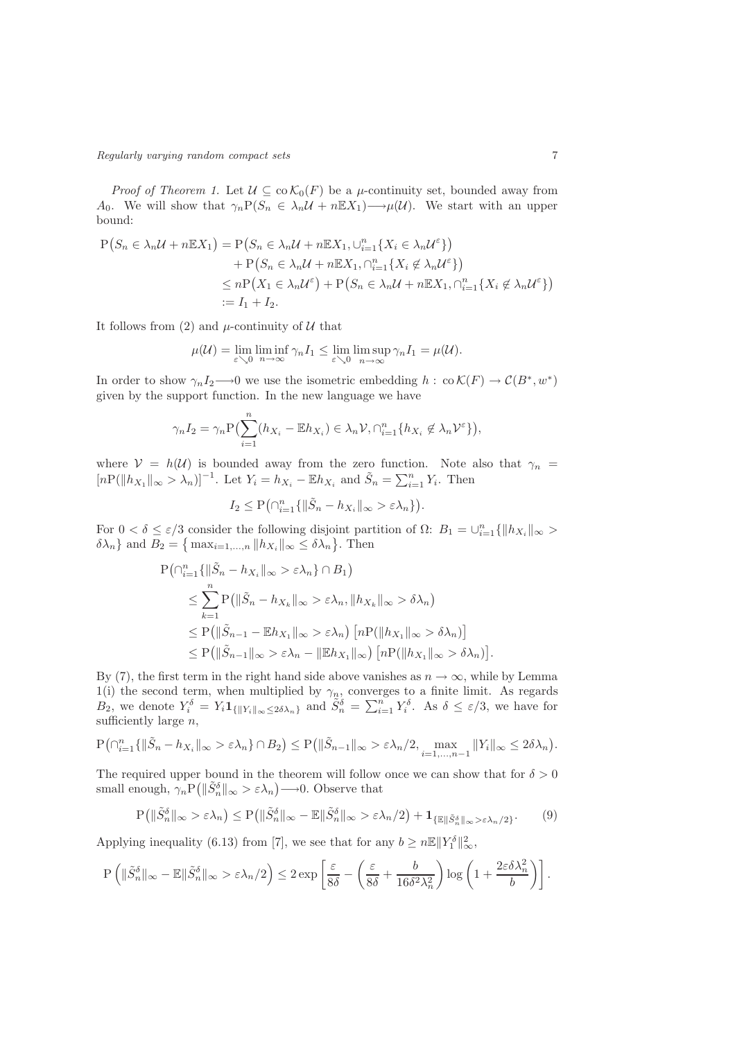*Proof of Theorem 1.* Let $\mathcal{U} \subseteq \operatorname{co}\mathcal{K}_0(F)$ be a $\mu$-continuity set, bounded away from $A_0$. We will show that $\gamma_n \mathrm{P}(S_n \in \lambda_n \mathcal{U} + n\mathbb{E}X_1) \longrightarrow \mu(\mathcal{U})$. We start with an upper bound:

$$
\begin{aligned}
\mathrm{P}\big(S_n \in \lambda_n\mathcal{U} + n\mathbb{E}X_1\big) &= \mathrm{P}\big(S_n \in \lambda_n\mathcal{U} + n\mathbb{E}X_1, \cup_{i=1}^n \{X_i \in \lambda_n \mathcal{U}^\varepsilon\}\big) \\
&\quad + \mathrm{P}\big(S_n \in \lambda_n\mathcal{U} + n\mathbb{E}X_1, \cap_{i=1}^n \{X_i \notin \lambda_n \mathcal{U}^\varepsilon\}\big) \\
&\le n\mathrm{P}\big(X_1 \in \lambda_n\mathcal{U}^\varepsilon\big) + \mathrm{P}\big(S_n \in \lambda_n\mathcal{U} + n\mathbb{E}X_1, \cap_{i=1}^n \{X_i \notin \lambda_n \mathcal{U}^\varepsilon\}\big) \\
&:= I_1 + I_2.
\end{aligned}
$$

It follows from (2) and $\mu$-continuity of $\mathcal{U}$ that

$$
\mu(\mathcal{U}) = \lim_{\varepsilon \searrow 0} \liminf_{n\to\infty} \gamma_n I_1 \le \lim_{\varepsilon \searrow 0} \limsup_{n\to\infty} \gamma_n I_1 = \mu(\mathcal{U}).
$$

In order to show $\gamma_n I_2 \longrightarrow 0$ we use the isometric embedding $h : \operatorname{co}\mathcal{K}(F) \to \mathcal{C}(B^*, w^*)$ given by the support function. In the new language we have

$$
\gamma_n I_2 = \gamma_n \mathrm{P}\big(\sum_{i=1}^n (h_{X_i} - \mathbb{E}h_{X_i}) \in \lambda_n \mathcal{V}, \cap_{i=1}^n \{h_{X_i} \notin \lambda_n \mathcal{V}^\varepsilon\}\big),
$$

where $\mathcal{V} = h(\mathcal{U})$ is bounded away from the zero function. Note also that $\gamma_n = [n\mathrm{P}(\|h_{X_1}\|_\infty > \lambda_n)]^{-1}$. Let $Y_i = h_{X_i} - \mathbb{E}h_{X_i}$ and $\tilde{S}_n = \sum_{i=1}^n Y_i$. Then

$$
I_2 \le \mathrm{P}\big(\cap_{i=1}^n \{\|\tilde{S}_n - h_{X_i}\|_\infty > \varepsilon\lambda_n\}\big).
$$

For $0 < \delta \le \varepsilon/3$ consider the following disjoint partition of $\Omega$: $B_1 = \cup_{i=1}^n \{\|h_{X_i}\|_\infty > \delta\lambda_n\}$ and $B_2 = \big\{\max_{i=1,\dots,n} \|h_{X_i}\|_\infty \le \delta\lambda_n\big\}$. Then

$$
\begin{aligned}
&\mathrm{P}\big(\cap_{i=1}^n \{\|\tilde{S}_n - h_{X_i}\|_\infty > \varepsilon\lambda_n\} \cap B_1\big) \\
&\quad \le \sum_{k=1}^n \mathrm{P}\big(\|\tilde{S}_n - h_{X_k}\|_\infty > \varepsilon\lambda_n, \|h_{X_k}\|_\infty > \delta\lambda_n\big) \\
&\quad \le \mathrm{P}\big(\|\tilde{S}_{n-1} - \mathbb{E}h_{X_1}\|_\infty > \varepsilon\lambda_n\big)\big[n\mathrm{P}(\|h_{X_1}\|_\infty > \delta\lambda_n)\big] \\
&\quad \le \mathrm{P}\big(\|\tilde{S}_{n-1}\|_\infty > \varepsilon\lambda_n - \|\mathbb{E}h_{X_1}\|_\infty\big)\big[n\mathrm{P}(\|h_{X_1}\|_\infty > \delta\lambda_n)\big].
\end{aligned}
$$

By (7), the first term in the right hand side above vanishes as $n \to \infty$, while by Lemma 1(i) the second term, when multiplied by $\gamma_n$, converges to a finite limit. As regards $B_2$, we denote $Y_i^\delta = Y_i \mathbf{1}_{\{\|Y_i\|_\infty \le 2\delta\lambda_n\}}$ and $\tilde{S}_n^\delta = \sum_{i=1}^n Y_i^\delta$. As $\delta \le \varepsilon/3$, we have for sufficiently large $n$,

$$
\mathrm{P}\big(\cap_{i=1}^n \{\|\tilde{S}_n - h_{X_i}\|_\infty > \varepsilon\lambda_n\} \cap B_2\big) \le \mathrm{P}\big(\|\tilde{S}_{n-1}\|_\infty > \varepsilon\lambda_n/2, \max_{i=1,\dots,n-1} \|Y_i\|_\infty \le 2\delta\lambda_n\big).
$$

The required upper bound in the theorem will follow once we can show that for $\delta > 0$ small enough, $\gamma_n \mathrm{P}\big(\|\tilde{S}_n^\delta\|_\infty > \varepsilon\lambda_n\big) \longrightarrow 0$. Observe that

$$
\mathrm{P}\big(\|\tilde{S}_n^\delta\|_\infty > \varepsilon\lambda_n\big) \le \mathrm{P}\big(\|\tilde{S}_n^\delta\|_\infty - \mathbb{E}\|\tilde{S}_n^\delta\|_\infty > \varepsilon\lambda_n/2\big) + \mathbf{1}_{\{\mathbb{E}\|\tilde{S}_n^\delta\|_\infty > \varepsilon\lambda_n/2\}}. \tag{9}
$$

Applying inequality (6.13) from [7], we see that for any $b \ge n\mathbb{E}\|Y_1^\delta\|_\infty^2$,

$$
\mathrm{P}\left(\|\tilde{S}_n^\delta\|_\infty - \mathbb{E}\|\tilde{S}_n^\delta\|_\infty > \varepsilon\lambda_n/2\right) \le 2\exp\left[\frac{\varepsilon}{8\delta} - \left(\frac{\varepsilon}{8\delta} + \frac{b}{16\delta^2\lambda_n^2}\right)\log\left(1 + \frac{2\varepsilon\delta\lambda_n^2}{b}\right)\right].
$$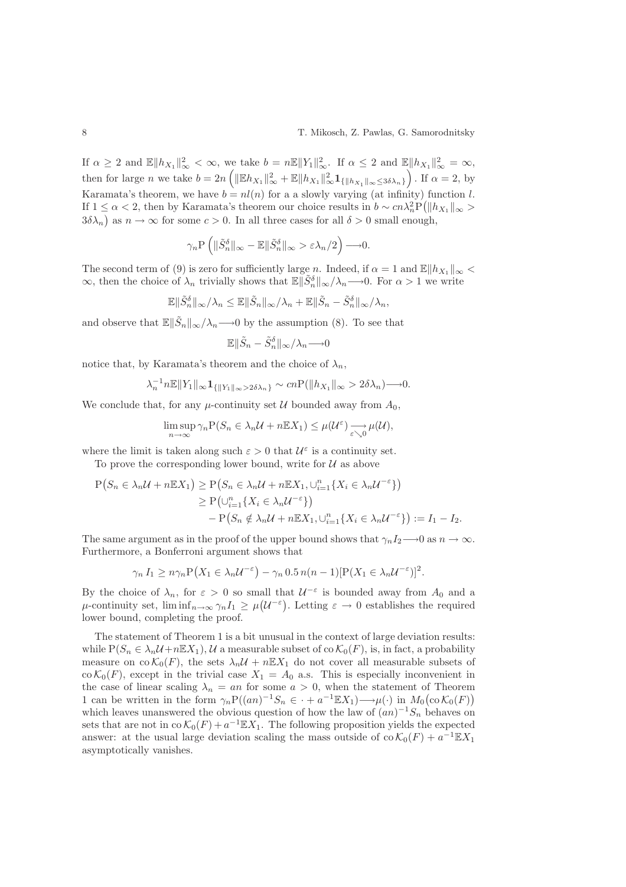If $\alpha \geq 2$ and $\mathbb{E}\|h_{X_1}\|_\infty^2 < \infty$, we take $b = n\mathbb{E}\|Y_1\|_\infty^2$. If $\alpha \leq 2$ and $\mathbb{E}\|h_{X_1}\|_\infty^2 = \infty$, then for large $n$ we take $b = 2n\left(\|\mathbb{E}h_{X_1}\|_\infty^2 + \mathbb{E}\|h_{X_1}\|_\infty^2 \mathbf{1}_{\{\|h_{X_1}\|_\infty \leq 3\delta\lambda_n\}}\right)$. If $\alpha = 2$, by Karamata's theorem, we have $b = nl(n)$ for a slowly varying (at infinity) function $l$. If $1 \leq \alpha < 2$, then by Karamata's theorem our choice results in $b \sim cn\lambda_n^2 \mathrm{P}\big(\|h_{X_1}\|_\infty > 3\delta\lambda_n\big)$ as $n \to \infty$ for some $c > 0$. In all three cases for all $\delta > 0$ small enough,

$$\gamma_n \mathrm{P}\left(\|\tilde{S}_n^\delta\|_\infty - \mathbb{E}\|\tilde{S}_n^\delta\|_\infty > \varepsilon\lambda_n/2\right) \longrightarrow 0.$$

The second term of (9) is zero for sufficiently large $n$. Indeed, if $\alpha = 1$ and $\mathbb{E}\|h_{X_1}\|_\infty < \infty$, then the choice of $\lambda_n$ trivially shows that $\mathbb{E}\|\tilde{S}_n^\delta\|_\infty/\lambda_n \longrightarrow 0$. For $\alpha > 1$ we write

$$\mathbb{E}\|\tilde{S}_n^\delta\|_\infty/\lambda_n \leq \mathbb{E}\|\tilde{S}_n\|_\infty/\lambda_n + \mathbb{E}\|\tilde{S}_n - \tilde{S}_n^\delta\|_\infty/\lambda_n,$$

and observe that $\mathbb{E}\|\tilde{S}_n\|_\infty/\lambda_n \longrightarrow 0$ by the assumption (8). To see that

$$\mathbb{E}\|\tilde{S}_n - \tilde{S}_n^\delta\|_\infty/\lambda_n \longrightarrow 0$$

notice that, by Karamata's theorem and the choice of $\lambda_n$,

$$\lambda_n^{-1} n\mathbb{E}\|Y_1\|_\infty \mathbf{1}_{\{\|Y_1\|_\infty > 2\delta\lambda_n\}} \sim cn\mathrm{P}(\|h_{X_1}\|_\infty > 2\delta\lambda_n) \longrightarrow 0.$$

We conclude that, for any $\mu$-continuity set $\mathcal{U}$ bounded away from $A_0$,

$$\limsup_{n\to\infty} \gamma_n \mathrm{P}(S_n \in \lambda_n \mathcal{U} + n\mathbb{E}X_1) \leq \mu(\mathcal{U}^\varepsilon) \underset{\varepsilon \searrow 0}{\longrightarrow} \mu(\mathcal{U}),$$

where the limit is taken along such $\varepsilon > 0$ that $\mathcal{U}^\varepsilon$ is a continuity set.

To prove the corresponding lower bound, write for $\mathcal{U}$ as above

$$\begin{aligned}
\mathrm{P}\big(S_n \in \lambda_n \mathcal{U} + n\mathbb{E}X_1\big) &\geq \mathrm{P}\big(S_n \in \lambda_n\mathcal{U} + n\mathbb{E}X_1, \cup_{i=1}^n \{X_i \in \lambda_n \mathcal{U}^{-\varepsilon}\}\big) \\
&\geq \mathrm{P}\big(\cup_{i=1}^n \{X_i \in \lambda_n \mathcal{U}^{-\varepsilon}\}\big) \\
&\quad - \mathrm{P}\big(S_n \notin \lambda_n \mathcal{U} + n\mathbb{E}X_1, \cup_{i=1}^n \{X_i \in \lambda_n \mathcal{U}^{-\varepsilon}\}\big) := I_1 - I_2.
\end{aligned}$$

The same argument as in the proof of the upper bound shows that $\gamma_n I_2 \longrightarrow 0$ as $n \to \infty$. Furthermore, a Bonferroni argument shows that

$$\gamma_n\, I_1 \geq n\gamma_n \mathrm{P}\big(X_1 \in \lambda_n \mathcal{U}^{-\varepsilon}\big) - \gamma_n\, 0.5\, n(n-1)[\mathrm{P}(X_1 \in \lambda_n \mathcal{U}^{-\varepsilon})]^2.$$

By the choice of $\lambda_n$, for $\varepsilon > 0$ so small that $\mathcal{U}^{-\varepsilon}$ is bounded away from $A_0$ and a $\mu$-continuity set, $\liminf_{n\to\infty} \gamma_n I_1 \geq \mu\big(\mathcal{U}^{-\varepsilon}\big)$. Letting $\varepsilon \to 0$ establishes the required lower bound, completing the proof.

The statement of Theorem 1 is a bit unusual in the context of large deviation results: while $\mathrm{P}(S_n \in \lambda_n\mathcal{U} + n\mathbb{E}X_1)$, $\mathcal{U}$ a measurable subset of $\operatorname{co}\mathcal{K}_0(F)$, is, in fact, a probability measure on $\operatorname{co}\mathcal{K}_0(F)$, the sets $\lambda_n\mathcal{U} + n\mathbb{E}X_1$ do not cover all measurable subsets of $\operatorname{co}\mathcal{K}_0(F)$, except in the trivial case $X_1 = A_0$ a.s. This is especially inconvenient in the case of linear scaling $\lambda_n = an$ for some $a > 0$, when the statement of Theorem 1 can be written in the form $\gamma_n \mathrm{P}((an)^{-1}S_n \in \cdot + a^{-1}\mathbb{E}X_1) \longrightarrow \mu(\cdot)$ in $M_0\big(\operatorname{co}\mathcal{K}_0(F)\big)$ which leaves unanswered the obvious question of how the law of $(an)^{-1}S_n$ behaves on sets that are not in $\operatorname{co}\mathcal{K}_0(F) + a^{-1}\mathbb{E}X_1$. The following proposition yields the expected answer: at the usual large deviation scaling the mass outside of $\operatorname{co}\mathcal{K}_0(F) + a^{-1}\mathbb{E}X_1$ asymptotically vanishes.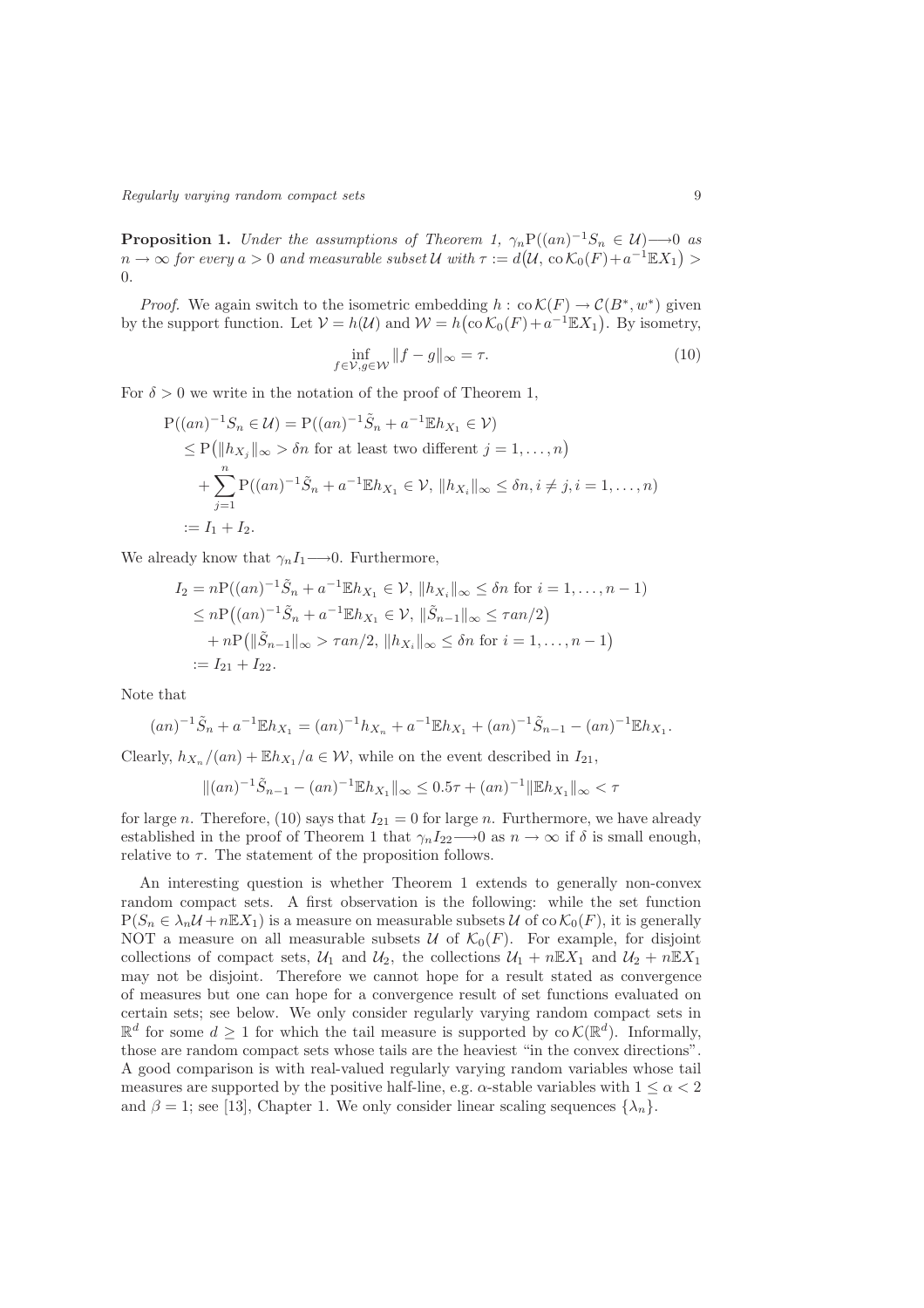**Proposition 1.** *Under the assumptions of Theorem 1, $\gamma_n \mathrm{P}((an)^{-1}S_n \in \mathcal{U}) \longrightarrow 0$ as $n \to \infty$ for every $a > 0$ and measurable subset $\mathcal{U}$ with $\tau := d\big(\mathcal{U}, \operatorname{co}\mathcal{K}_0(F) + a^{-1}\mathbb{E}X_1\big) > 0$.*

*Proof.* We again switch to the isometric embedding $h : \operatorname{co}\mathcal{K}(F) \to \mathcal{C}(B^*, w^*)$ given by the support function. Let $\mathcal{V} = h(\mathcal{U})$ and $\mathcal{W} = h\big(\operatorname{co}\mathcal{K}_0(F) + a^{-1}\mathbb{E}X_1\big)$. By isometry,

$$\inf_{f \in \mathcal{V}, g \in \mathcal{W}} \|f - g\|_\infty = \tau. \tag{10}$$

For $\delta > 0$ we write in the notation of the proof of Theorem 1,

$$\begin{aligned}
\mathrm{P}((an)^{-1}S_n \in \mathcal{U}) &= \mathrm{P}((an)^{-1}\tilde{S}_n + a^{-1}\mathbb{E}h_{X_1} \in \mathcal{V}) \\
&\le \mathrm{P}\big(\|h_{X_j}\|_\infty > \delta n \text{ for at least two different } j = 1, \ldots, n\big) \\
&\quad + \sum_{j=1}^n \mathrm{P}((an)^{-1}\tilde{S}_n + a^{-1}\mathbb{E}h_{X_1} \in \mathcal{V},\ \|h_{X_i}\|_\infty \le \delta n, i \ne j, i = 1, \ldots, n) \\
&:= I_1 + I_2.
\end{aligned}$$

We already know that $\gamma_n I_1 \longrightarrow 0$. Furthermore,

$$\begin{aligned}
I_2 &= n\mathrm{P}((an)^{-1}\tilde{S}_n + a^{-1}\mathbb{E}h_{X_1} \in \mathcal{V},\ \|h_{X_i}\|_\infty \le \delta n \text{ for } i = 1, \ldots, n-1) \\
&\le n\mathrm{P}\big((an)^{-1}\tilde{S}_n + a^{-1}\mathbb{E}h_{X_1} \in \mathcal{V},\ \|\tilde{S}_{n-1}\|_\infty \le \tau an/2\big) \\
&\quad + n\mathrm{P}\big(\|\tilde{S}_{n-1}\|_\infty > \tau an/2,\ \|h_{X_i}\|_\infty \le \delta n \text{ for } i = 1, \ldots, n-1\big) \\
&:= I_{21} + I_{22}.
\end{aligned}$$

Note that

$$(an)^{-1}\tilde{S}_n + a^{-1}\mathbb{E}h_{X_1} = (an)^{-1}h_{X_n} + a^{-1}\mathbb{E}h_{X_1} + (an)^{-1}\tilde{S}_{n-1} - (an)^{-1}\mathbb{E}h_{X_1}.$$

Clearly, $h_{X_n}/(an) + \mathbb{E}h_{X_1}/a \in \mathcal{W}$, while on the event described in $I_{21}$,

$$\|(an)^{-1}\tilde{S}_{n-1} - (an)^{-1}\mathbb{E}h_{X_1}\|_\infty \le 0.5\tau + (an)^{-1}\|\mathbb{E}h_{X_1}\|_\infty < \tau$$

for large $n$. Therefore, (10) says that $I_{21} = 0$ for large $n$. Furthermore, we have already established in the proof of Theorem 1 that $\gamma_n I_{22} \longrightarrow 0$ as $n \to \infty$ if $\delta$ is small enough, relative to $\tau$. The statement of the proposition follows.

An interesting question is whether Theorem 1 extends to generally non-convex random compact sets. A first observation is the following: while the set function $\mathrm{P}(S_n \in \lambda_n\mathcal{U} + n\mathbb{E}X_1)$ is a measure on measurable subsets $\mathcal{U}$ of $\operatorname{co}\mathcal{K}_0(F)$, it is generally NOT a measure on all measurable subsets $\mathcal{U}$ of $\mathcal{K}_0(F)$. For example, for disjoint collections of compact sets, $\mathcal{U}_1$ and $\mathcal{U}_2$, the collections $\mathcal{U}_1 + n\mathbb{E}X_1$ and $\mathcal{U}_2 + n\mathbb{E}X_1$ may not be disjoint. Therefore we cannot hope for a result stated as convergence of measures but one can hope for a convergence result of set functions evaluated on certain sets; see below. We only consider regularly varying random compact sets in $\mathbb{R}^d$ for some $d \ge 1$ for which the tail measure is supported by $\operatorname{co}\mathcal{K}(\mathbb{R}^d)$. Informally, those are random compact sets whose tails are the heaviest "in the convex directions". A good comparison is with real-valued regularly varying random variables whose tail measures are supported by the positive half-line, e.g. $\alpha$-stable variables with $1 \le \alpha < 2$ and $\beta = 1$; see [13], Chapter 1. We only consider linear scaling sequences $\{\lambda_n\}$.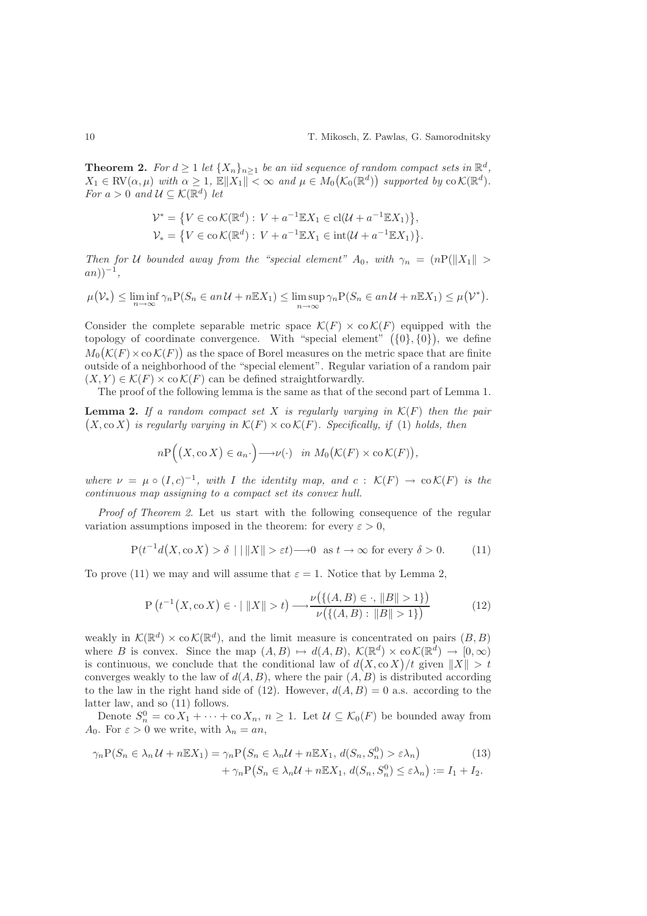**Theorem 2.** *For $d \geq 1$ let $\{X_n\}_{n\geq 1}$ be an iid sequence of random compact sets in $\mathbb{R}^d$, $X_1 \in \mathrm{RV}(\alpha, \mu)$ with $\alpha \geq 1$, $\mathbb{E}\|X_1\| < \infty$ and $\mu \in M_0\big(\mathcal{K}_0(\mathbb{R}^d)\big)$ supported by $\mathrm{co}\,\mathcal{K}(\mathbb{R}^d)$. For $a > 0$ and $\mathcal{U} \subseteq \mathcal{K}(\mathbb{R}^d)$ let*

$$\mathcal{V}^* = \big\{V \in \mathrm{co}\,\mathcal{K}(\mathbb{R}^d) : V + a^{-1}\mathbb{E}X_1 \in \mathrm{cl}(\mathcal{U} + a^{-1}\mathbb{E}X_1)\big\},$$
$$\mathcal{V}_* = \big\{V \in \mathrm{co}\,\mathcal{K}(\mathbb{R}^d) : V + a^{-1}\mathbb{E}X_1 \in \mathrm{int}(\mathcal{U} + a^{-1}\mathbb{E}X_1)\big\}.$$

*Then for $\mathcal{U}$ bounded away from the "special element" $A_0$, with $\gamma_n = (n\mathrm{P}(\|X_1\| > an))^{-1}$,*

$$\mu\big(\mathcal{V}_*\big) \leq \liminf_{n\to\infty} \gamma_n \mathrm{P}(S_n \in an\,\mathcal{U} + n\mathbb{E}X_1) \leq \limsup_{n\to\infty} \gamma_n \mathrm{P}(S_n \in an\,\mathcal{U} + n\mathbb{E}X_1) \leq \mu\big(\mathcal{V}^*\big).$$

Consider the complete separable metric space $\mathcal{K}(F) \times \mathrm{co}\,\mathcal{K}(F)$ equipped with the topology of coordinate convergence. With "special element" $\big(\{0\}, \{0\}\big)$, we define $M_0\big(\mathcal{K}(F) \times \mathrm{co}\,\mathcal{K}(F)\big)$ as the space of Borel measures on the metric space that are finite outside of a neighborhood of the "special element". Regular variation of a random pair $(X, Y) \in \mathcal{K}(F) \times \mathrm{co}\,\mathcal{K}(F)$ can be defined straightforwardly.

The proof of the following lemma is the same as that of the second part of Lemma 1.

**Lemma 2.** *If a random compact set $X$ is regularly varying in $\mathcal{K}(F)$ then the pair $\big(X, \mathrm{co}\,X\big)$ is regularly varying in $\mathcal{K}(F) \times \mathrm{co}\,\mathcal{K}(F)$. Specifically, if (1) holds, then*

$$n\mathrm{P}\Big(\big(X, \mathrm{co}\,X\big) \in a_n \cdot\Big) \longrightarrow \nu(\cdot) \quad \text{in } M_0\big(\mathcal{K}(F) \times \mathrm{co}\,\mathcal{K}(F)\big),$$

*where $\nu = \mu \circ (I, c)^{-1}$, with $I$ the identity map, and $c : \mathcal{K}(F) \to \mathrm{co}\,\mathcal{K}(F)$ is the continuous map assigning to a compact set its convex hull.*

*Proof of Theorem 2.* Let us start with the following consequence of the regular variation assumptions imposed in the theorem: for every $\varepsilon > 0$,

$$\mathrm{P}(t^{-1}d\big(X, \mathrm{co}\,X\big) > \delta \mid \|X\| > \varepsilon t) \longrightarrow 0 \quad \text{as } t \to \infty \text{ for every } \delta > 0. \tag{11}$$

To prove (11) we may and will assume that $\varepsilon = 1$. Notice that by Lemma 2,

$$\mathrm{P}\left(t^{-1}\big(X, \mathrm{co}\,X\big) \in \cdot \mid \|X\| > t\right) \longrightarrow \frac{\nu\big(\{(A,B) \in \cdot,\ \|B\| > 1\}\big)}{\nu\big(\{(A,B) : \|B\| > 1\}\big)} \tag{12}$$

weakly in $\mathcal{K}(\mathbb{R}^d) \times \mathrm{co}\,\mathcal{K}(\mathbb{R}^d)$, and the limit measure is concentrated on pairs $(B, B)$ where $B$ is convex. Since the map $(A, B) \mapsto d(A, B)$, $\mathcal{K}(\mathbb{R}^d) \times \mathrm{co}\,\mathcal{K}(\mathbb{R}^d) \to [0, \infty)$ is continuous, we conclude that the conditional law of $d\big(X, \mathrm{co}\,X\big)/t$ given $\|X\| > t$ converges weakly to the law of $d(A, B)$, where the pair $(A, B)$ is distributed according to the law in the right hand side of (12). However, $d(A, B) = 0$ a.s. according to the latter law, and so (11) follows.

Denote $S_n^0 = \mathrm{co}\,X_1 + \cdots + \mathrm{co}\,X_n$, $n \geq 1$. Let $\mathcal{U} \subseteq \mathcal{K}_0(F)$ be bounded away from $A_0$. For $\varepsilon > 0$ we write, with $\lambda_n = an$,

$$\begin{aligned}
\gamma_n \mathrm{P}(S_n \in \lambda_n\,\mathcal{U} + n\mathbb{E}X_1) &= \gamma_n \mathrm{P}\big(S_n \in \lambda_n\mathcal{U} + n\mathbb{E}X_1,\ d(S_n, S_n^0) > \varepsilon\lambda_n\big) \qquad (13)\\
&\quad + \gamma_n \mathrm{P}\big(S_n \in \lambda_n\mathcal{U} + n\mathbb{E}X_1,\ d(S_n, S_n^0) \leq \varepsilon\lambda_n\big) := I_1 + I_2.
\end{aligned}$$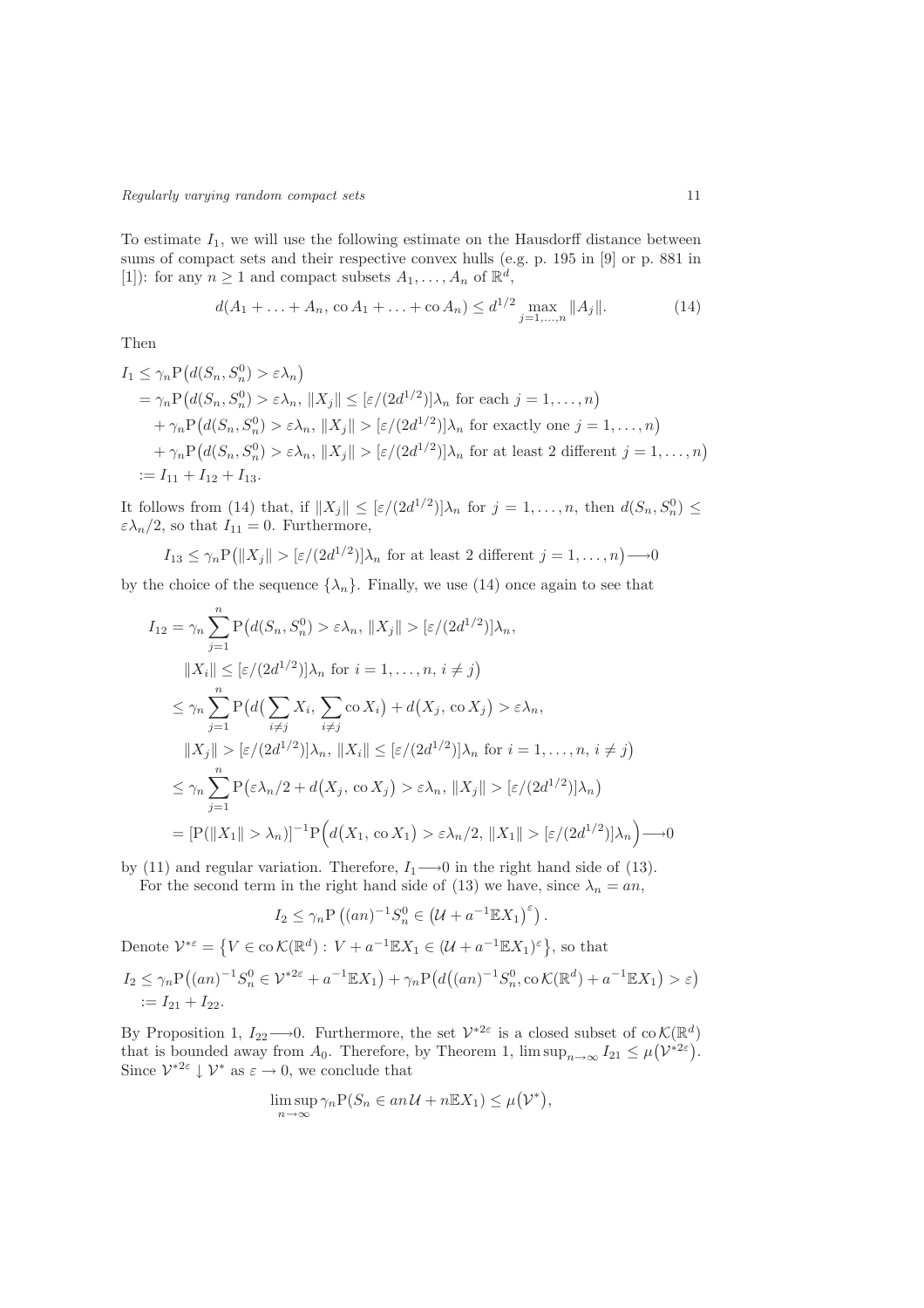To estimate $I_1$, we will use the following estimate on the Hausdorff distance between sums of compact sets and their respective convex hulls (e.g. p. 195 in [9] or p. 881 in [1]): for any $n \geq 1$ and compact subsets $A_1, \dots, A_n$ of $\mathbb{R}^d$,

$$d(A_1 + \dots + A_n, \operatorname{co} A_1 + \dots + \operatorname{co} A_n) \leq d^{1/2} \max_{j=1,\dots,n} \|A_j\|. \tag{14}$$

Then

$$\begin{aligned}
I_1 &\leq \gamma_n \mathrm{P}\big(d(S_n, S_n^0) > \varepsilon\lambda_n\big) \\
&= \gamma_n \mathrm{P}\big(d(S_n, S_n^0) > \varepsilon\lambda_n,\ \|X_j\| \leq [\varepsilon/(2d^{1/2})]\lambda_n \text{ for each } j = 1, \dots, n\big) \\
&\quad + \gamma_n \mathrm{P}\big(d(S_n, S_n^0) > \varepsilon\lambda_n,\ \|X_j\| > [\varepsilon/(2d^{1/2})]\lambda_n \text{ for exactly one } j = 1, \dots, n\big) \\
&\quad + \gamma_n \mathrm{P}\big(d(S_n, S_n^0) > \varepsilon\lambda_n,\ \|X_j\| > [\varepsilon/(2d^{1/2})]\lambda_n \text{ for at least 2 different } j = 1, \dots, n\big) \\
&:= I_{11} + I_{12} + I_{13}.
\end{aligned}$$

It follows from (14) that, if $\|X_j\| \leq [\varepsilon/(2d^{1/2})]\lambda_n$ for $j = 1, \dots, n$, then $d(S_n, S_n^0) \leq \varepsilon\lambda_n/2$, so that $I_{11} = 0$. Furthermore,

$$I_{13} \leq \gamma_n \mathrm{P}\big(\|X_j\| > [\varepsilon/(2d^{1/2})]\lambda_n \text{ for at least 2 different } j = 1, \dots, n\big) \longrightarrow 0$$

by the choice of the sequence $\{\lambda_n\}$. Finally, we use (14) once again to see that

$$\begin{aligned}
I_{12} &= \gamma_n \sum_{j=1}^{n} \mathrm{P}\big(d(S_n, S_n^0) > \varepsilon\lambda_n,\ \|X_j\| > [\varepsilon/(2d^{1/2})]\lambda_n, \\
&\qquad \|X_i\| \leq [\varepsilon/(2d^{1/2})]\lambda_n \text{ for } i = 1, \dots, n,\ i \neq j\big) \\
&\leq \gamma_n \sum_{j=1}^{n} \mathrm{P}\Big(d\big(\sum_{i \neq j} X_i, \sum_{i \neq j} \operatorname{co} X_i\big) + d\big(X_j, \operatorname{co} X_j\big) > \varepsilon\lambda_n, \\
&\qquad \|X_j\| > [\varepsilon/(2d^{1/2})]\lambda_n,\ \|X_i\| \leq [\varepsilon/(2d^{1/2})]\lambda_n \text{ for } i = 1, \dots, n,\ i \neq j\Big) \\
&\leq \gamma_n \sum_{j=1}^{n} \mathrm{P}\big(\varepsilon\lambda_n/2 + d\big(X_j, \operatorname{co} X_j\big) > \varepsilon\lambda_n,\ \|X_j\| > [\varepsilon/(2d^{1/2})]\lambda_n\big) \\
&= [\mathrm{P}(\|X_1\| > \lambda_n)]^{-1} \mathrm{P}\Big(d\big(X_1, \operatorname{co} X_1\big) > \varepsilon\lambda_n/2,\ \|X_1\| > [\varepsilon/(2d^{1/2})]\lambda_n\Big) \longrightarrow 0
\end{aligned}$$

by (11) and regular variation. Therefore, $I_1 \longrightarrow 0$ in the right hand side of (13).

For the second term in the right hand side of (13) we have, since $\lambda_n = an$,

$$I_2 \leq \gamma_n \mathrm{P}\left((an)^{-1} S_n^0 \in \left(\mathcal{U} + a^{-1}\mathbb{E}X_1\right)^{\varepsilon}\right).$$

Denote $\mathcal{V}^{*\varepsilon} = \left\{V \in \operatorname{co}\mathcal{K}(\mathbb{R}^d) : V + a^{-1}\mathbb{E}X_1 \in (\mathcal{U} + a^{-1}\mathbb{E}X_1)^{\varepsilon}\right\}$, so that

$$\begin{aligned}
I_2 &\leq \gamma_n \mathrm{P}\big((an)^{-1} S_n^0 \in \mathcal{V}^{*2\varepsilon} + a^{-1}\mathbb{E}X_1\big) + \gamma_n \mathrm{P}\big(d\big((an)^{-1} S_n^0, \operatorname{co}\mathcal{K}(\mathbb{R}^d) + a^{-1}\mathbb{E}X_1\big) > \varepsilon\big) \\
&:= I_{21} + I_{22}.
\end{aligned}$$

By Proposition 1, $I_{22} \longrightarrow 0$. Furthermore, the set $\mathcal{V}^{*2\varepsilon}$ is a closed subset of $\operatorname{co}\mathcal{K}(\mathbb{R}^d)$ that is bounded away from $A_0$. Therefore, by Theorem 1, $\limsup_{n\to\infty} I_{21} \leq \mu\big(\mathcal{V}^{*2\varepsilon}\big)$. Since $\mathcal{V}^{*2\varepsilon} \downarrow \mathcal{V}^*$ as $\varepsilon \to 0$, we conclude that

$$\limsup_{n\to\infty} \gamma_n \mathrm{P}(S_n \in an\,\mathcal{U} + n\mathbb{E}X_1) \leq \mu\big(\mathcal{V}^*\big),$$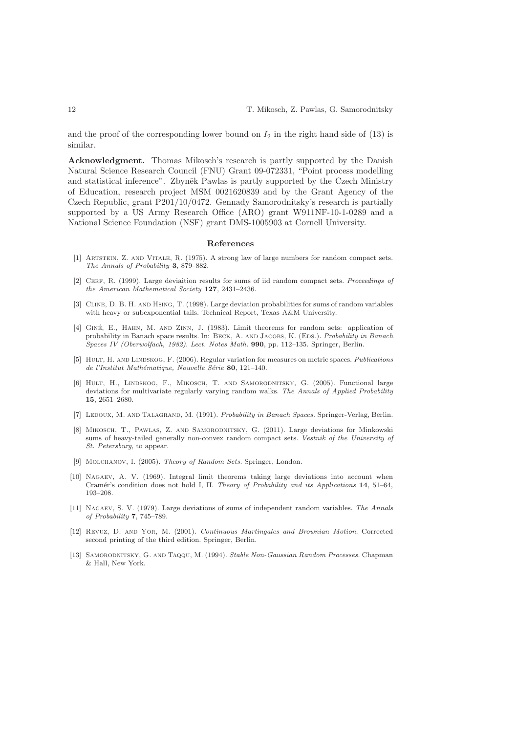and the proof of the corresponding lower bound on $I_2$ in the right hand side of (13) is similar.

**Acknowledgment.** Thomas Mikosch's research is partly supported by the Danish Natural Science Research Council (FNU) Grant 09-072331, "Point process modelling and statistical inference". Zbyněk Pawlas is partly supported by the Czech Ministry of Education, research project MSM 0021620839 and by the Grant Agency of the Czech Republic, grant P201/10/0472. Gennady Samorodnitsky's research is partially supported by a US Army Research Office (ARO) grant W911NF-10-1-0289 and a National Science Foundation (NSF) grant DMS-1005903 at Cornell University.

## References

[1] Artstein, Z. and Vitale, R. (1975). A strong law of large numbers for random compact sets. *The Annals of Probability* **3**, 879–882.

[2] Cerf, R. (1999). Large deviaition results for sums of iid random compact sets. *Proceedings of the American Mathematical Society* **127**, 2431–2436.

[3] Cline, D. B. H. and Hsing, T. (1998). Large deviation probabilities for sums of random variables with heavy or subexponential tails. Technical Report, Texas A&M University.

[4] Giné, E., Hahn, M. and Zinn, J. (1983). Limit theorems for random sets: application of probability in Banach space results. In: Beck, A. and Jacobs, K. (Eds.). *Probability in Banach Spaces IV (Oberwolfach, 1982). Lect. Notes Math.* **990**, pp. 112–135. Springer, Berlin.

[5] Hult, H. and Lindskog, F. (2006). Regular variation for measures on metric spaces. *Publications de l'Institut Mathématique, Nouvelle Série* **80**, 121–140.

[6] Hult, H., Lindskog, F., Mikosch, T. and Samorodnitsky, G. (2005). Functional large deviations for multivariate regularly varying random walks. *The Annals of Applied Probability* **15**, 2651–2680.

[7] Ledoux, M. and Talagrand, M. (1991). *Probability in Banach Spaces*. Springer-Verlag, Berlin.

[8] Mikosch, T., Pawlas, Z. and Samorodnitsky, G. (2011). Large deviations for Minkowski sums of heavy-tailed generally non-convex random compact sets. *Vestnik of the University of St. Petersburg*, to appear.

[9] Molchanov, I. (2005). *Theory of Random Sets*. Springer, London.

[10] Nagaev, A. V. (1969). Integral limit theorems taking large deviations into account when Cramér's condition does not hold I, II. *Theory of Probability and its Applications* **14**, 51–64, 193–208.

[11] Nagaev, S. V. (1979). Large deviations of sums of independent random variables. *The Annals of Probability* **7**, 745–789.

[12] Revuz, D. and Yor, M. (2001). *Continuous Martingales and Brownian Motion*. Corrected second printing of the third edition. Springer, Berlin.

[13] Samorodnitsky, G. and Taqqu, M. (1994). *Stable Non-Gaussian Random Processes*. Chapman & Hall, New York.